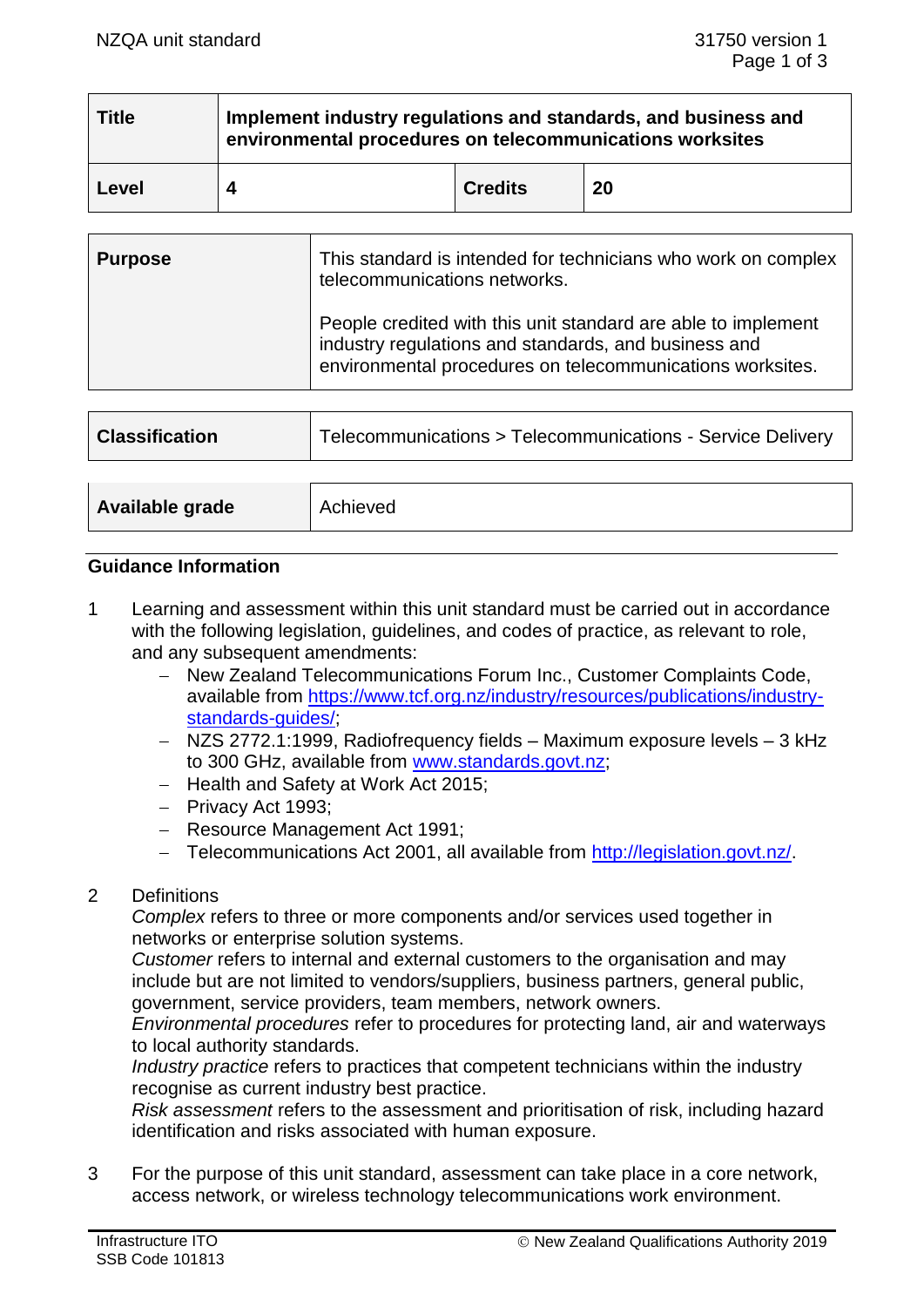| Title | Implement industry regulations and standards, and business and environmental procedures on telecommunications worksites | | |
|---|---|---|---|
| Level | 4 | Credits | 20 |

| Purpose | This standard is intended for technicians who work on complex telecommunications networks.<br><br>People credited with this unit standard are able to implement industry regulations and standards, and business and environmental procedures on telecommunications worksites. |
|---|---|

| Classification | Telecommunications > Telecommunications - Service Delivery |
|---|---|

| Available grade | Achieved |
|---|---|

## Guidance Information

1 Learning and assessment within this unit standard must be carried out in accordance with the following legislation, guidelines, and codes of practice, as relevant to role, and any subsequent amendments:
   - New Zealand Telecommunications Forum Inc., Customer Complaints Code, available from https://www.tcf.org.nz/industry/resources/publications/industry-standards-guides/;
   - NZS 2772.1:1999, Radiofrequency fields – Maximum exposure levels – 3 kHz to 300 GHz, available from www.standards.govt.nz;
   - Health and Safety at Work Act 2015;
   - Privacy Act 1993;
   - Resource Management Act 1991;
   - Telecommunications Act 2001, all available from http://legislation.govt.nz/.

2 Definitions
   *Complex* refers to three or more components and/or services used together in networks or enterprise solution systems.
   *Customer* refers to internal and external customers to the organisation and may include but are not limited to vendors/suppliers, business partners, general public, government, service providers, team members, network owners.
   *Environmental procedures* refer to procedures for protecting land, air and waterways to local authority standards.
   *Industry practice* refers to practices that competent technicians within the industry recognise as current industry best practice.
   *Risk assessment* refers to the assessment and prioritisation of risk, including hazard identification and risks associated with human exposure.

3 For the purpose of this unit standard, assessment can take place in a core network, access network, or wireless technology telecommunications work environment.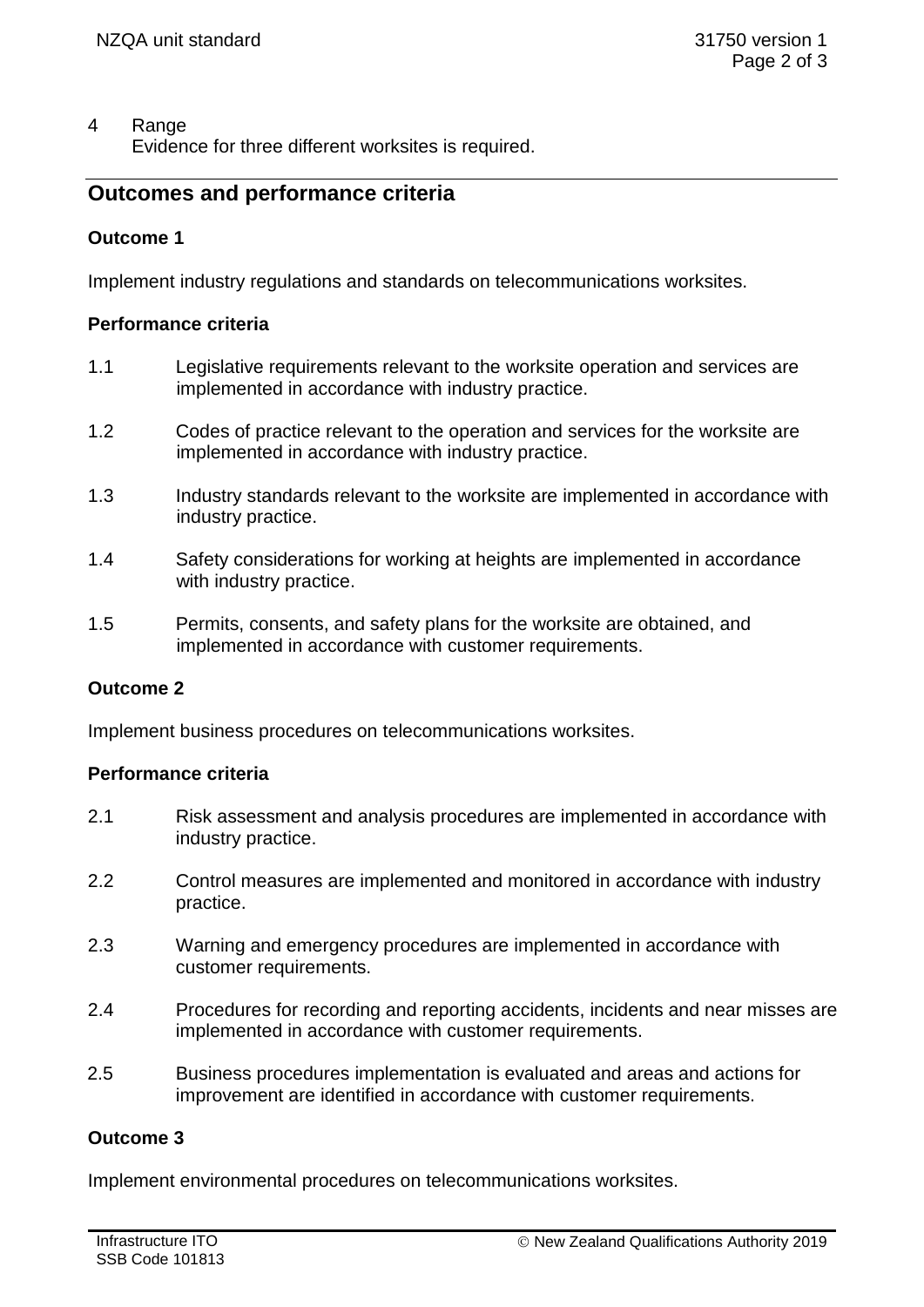4 Range

Evidence for three different worksites is required.

## Outcomes and performance criteria

### Outcome 1

Implement industry regulations and standards on telecommunications worksites.

#### Performance criteria

1.1 Legislative requirements relevant to the worksite operation and services are implemented in accordance with industry practice.

1.2 Codes of practice relevant to the operation and services for the worksite are implemented in accordance with industry practice.

1.3 Industry standards relevant to the worksite are implemented in accordance with industry practice.

1.4 Safety considerations for working at heights are implemented in accordance with industry practice.

1.5 Permits, consents, and safety plans for the worksite are obtained, and implemented in accordance with customer requirements.

### Outcome 2

Implement business procedures on telecommunications worksites.

#### Performance criteria

2.1 Risk assessment and analysis procedures are implemented in accordance with industry practice.

2.2 Control measures are implemented and monitored in accordance with industry practice.

2.3 Warning and emergency procedures are implemented in accordance with customer requirements.

2.4 Procedures for recording and reporting accidents, incidents and near misses are implemented in accordance with customer requirements.

2.5 Business procedures implementation is evaluated and areas and actions for improvement are identified in accordance with customer requirements.

### Outcome 3

Implement environmental procedures on telecommunications worksites.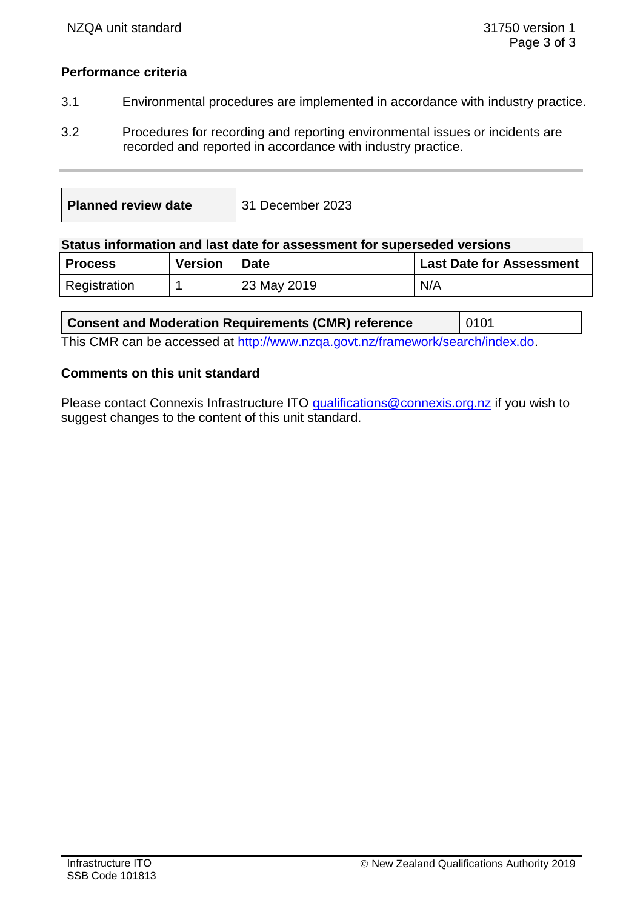**Performance criteria**

3.1 Environmental procedures are implemented in accordance with industry practice.

3.2 Procedures for recording and reporting environmental issues or incidents are recorded and reported in accordance with industry practice.

| | |
|---|---|
| **Planned review date** | 31 December 2023 |

**Status information and last date for assessment for superseded versions**

| Process | Version | Date | Last Date for Assessment |
|---|---|---|---|
| Registration | 1 | 23 May 2019 | N/A |

| | |
|---|---|
| **Consent and Moderation Requirements (CMR) reference** | 0101 |

This CMR can be accessed at http://www.nzqa.govt.nz/framework/search/index.do.

**Comments on this unit standard**

Please contact Connexis Infrastructure ITO qualifications@connexis.org.nz if you wish to suggest changes to the content of this unit standard.